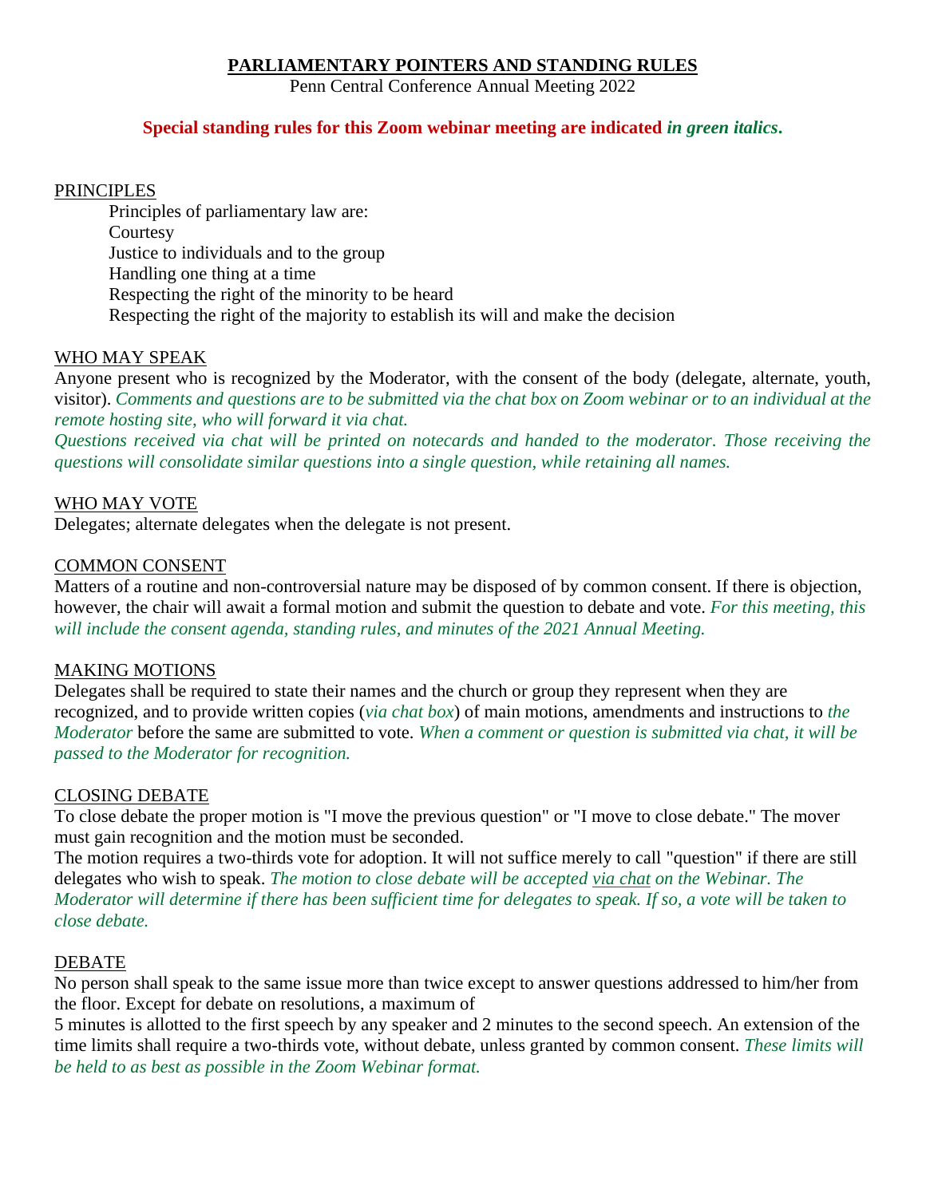# PARLIAMENTARY POINTERS AND STANDING RULES

Penn Central Conference Annual Meeting 2022

**Special standing rules for this Zoom webinar meeting are indicated *in green italics*.**

## PRINCIPLES

Principles of parliamentary law are:

- Courtesy
- Justice to individuals and to the group
- Handling one thing at a time
- Respecting the right of the minority to be heard
- Respecting the right of the majority to establish its will and make the decision

## WHO MAY SPEAK

Anyone present who is recognized by the Moderator, with the consent of the body (delegate, alternate, youth, visitor). *Comments and questions are to be submitted via the chat box on Zoom webinar or to an individual at the remote hosting site, who will forward it via chat.*

*Questions received via chat will be printed on notecards and handed to the moderator. Those receiving the questions will consolidate similar questions into a single question, while retaining all names.*

## WHO MAY VOTE

Delegates; alternate delegates when the delegate is not present.

## COMMON CONSENT

Matters of a routine and non-controversial nature may be disposed of by common consent. If there is objection, however, the chair will await a formal motion and submit the question to debate and vote. *For this meeting, this will include the consent agenda, standing rules, and minutes of the 2021 Annual Meeting.*

## MAKING MOTIONS

Delegates shall be required to state their names and the church or group they represent when they are recognized, and to provide written copies (*via chat box*) of main motions, amendments and instructions to *the Moderator* before the same are submitted to vote. *When a comment or question is submitted via chat, it will be passed to the Moderator for recognition.*

## CLOSING DEBATE

To close debate the proper motion is "I move the previous question" or "I move to close debate." The mover must gain recognition and the motion must be seconded.

The motion requires a two-thirds vote for adoption. It will not suffice merely to call "question" if there are still delegates who wish to speak. *The motion to close debate will be accepted via chat on the Webinar. The Moderator will determine if there has been sufficient time for delegates to speak. If so, a vote will be taken to close debate.*

## DEBATE

No person shall speak to the same issue more than twice except to answer questions addressed to him/her from the floor. Except for debate on resolutions, a maximum of 5 minutes is allotted to the first speech by any speaker and 2 minutes to the second speech. An extension of the time limits shall require a two-thirds vote, without debate, unless granted by common consent. *These limits will be held to as best as possible in the Zoom Webinar format.*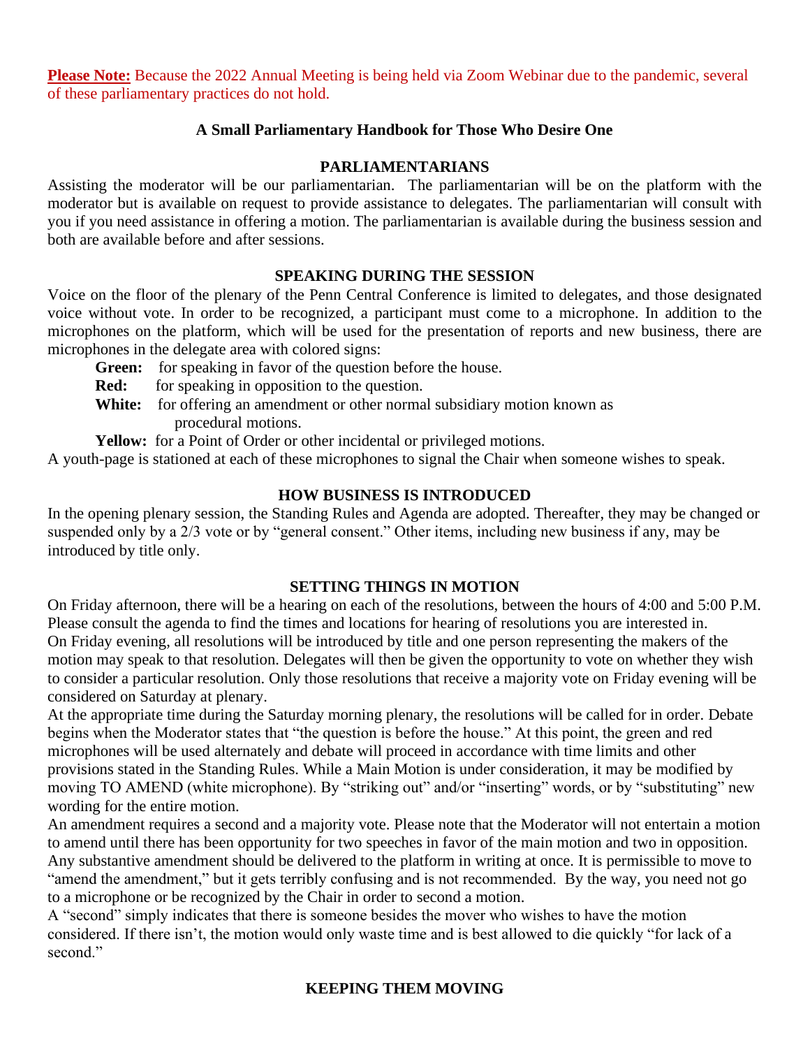**Please Note:** Because the 2022 Annual Meeting is being held via Zoom Webinar due to the pandemic, several of these parliamentary practices do not hold.

## A Small Parliamentary Handbook for Those Who Desire One

### PARLIAMENTARIANS

Assisting the moderator will be our parliamentarian. The parliamentarian will be on the platform with the moderator but is available on request to provide assistance to delegates. The parliamentarian will consult with you if you need assistance in offering a motion. The parliamentarian is available during the business session and both are available before and after sessions.

### SPEAKING DURING THE SESSION

Voice on the floor of the plenary of the Penn Central Conference is limited to delegates, and those designated voice without vote. In order to be recognized, a participant must come to a microphone. In addition to the microphones on the platform, which will be used for the presentation of reports and new business, there are microphones in the delegate area with colored signs:

- **Green:** for speaking in favor of the question before the house.
- **Red:** for speaking in opposition to the question.
- **White:** for offering an amendment or other normal subsidiary motion known as procedural motions.
- **Yellow:** for a Point of Order or other incidental or privileged motions.

A youth-page is stationed at each of these microphones to signal the Chair when someone wishes to speak.

### HOW BUSINESS IS INTRODUCED

In the opening plenary session, the Standing Rules and Agenda are adopted. Thereafter, they may be changed or suspended only by a 2/3 vote or by "general consent." Other items, including new business if any, may be introduced by title only.

### SETTING THINGS IN MOTION

On Friday afternoon, there will be a hearing on each of the resolutions, between the hours of 4:00 and 5:00 P.M. Please consult the agenda to find the times and locations for hearing of resolutions you are interested in.

On Friday evening, all resolutions will be introduced by title and one person representing the makers of the motion may speak to that resolution. Delegates will then be given the opportunity to vote on whether they wish to consider a particular resolution. Only those resolutions that receive a majority vote on Friday evening will be considered on Saturday at plenary.

At the appropriate time during the Saturday morning plenary, the resolutions will be called for in order. Debate begins when the Moderator states that "the question is before the house." At this point, the green and red microphones will be used alternately and debate will proceed in accordance with time limits and other provisions stated in the Standing Rules. While a Main Motion is under consideration, it may be modified by moving TO AMEND (white microphone). By "striking out" and/or "inserting" words, or by "substituting" new wording for the entire motion.

An amendment requires a second and a majority vote. Please note that the Moderator will not entertain a motion to amend until there has been opportunity for two speeches in favor of the main motion and two in opposition. Any substantive amendment should be delivered to the platform in writing at once. It is permissible to move to "amend the amendment," but it gets terribly confusing and is not recommended. By the way, you need not go to a microphone or be recognized by the Chair in order to second a motion.

A "second" simply indicates that there is someone besides the mover who wishes to have the motion considered. If there isn't, the motion would only waste time and is best allowed to die quickly "for lack of a second."

### KEEPING THEM MOVING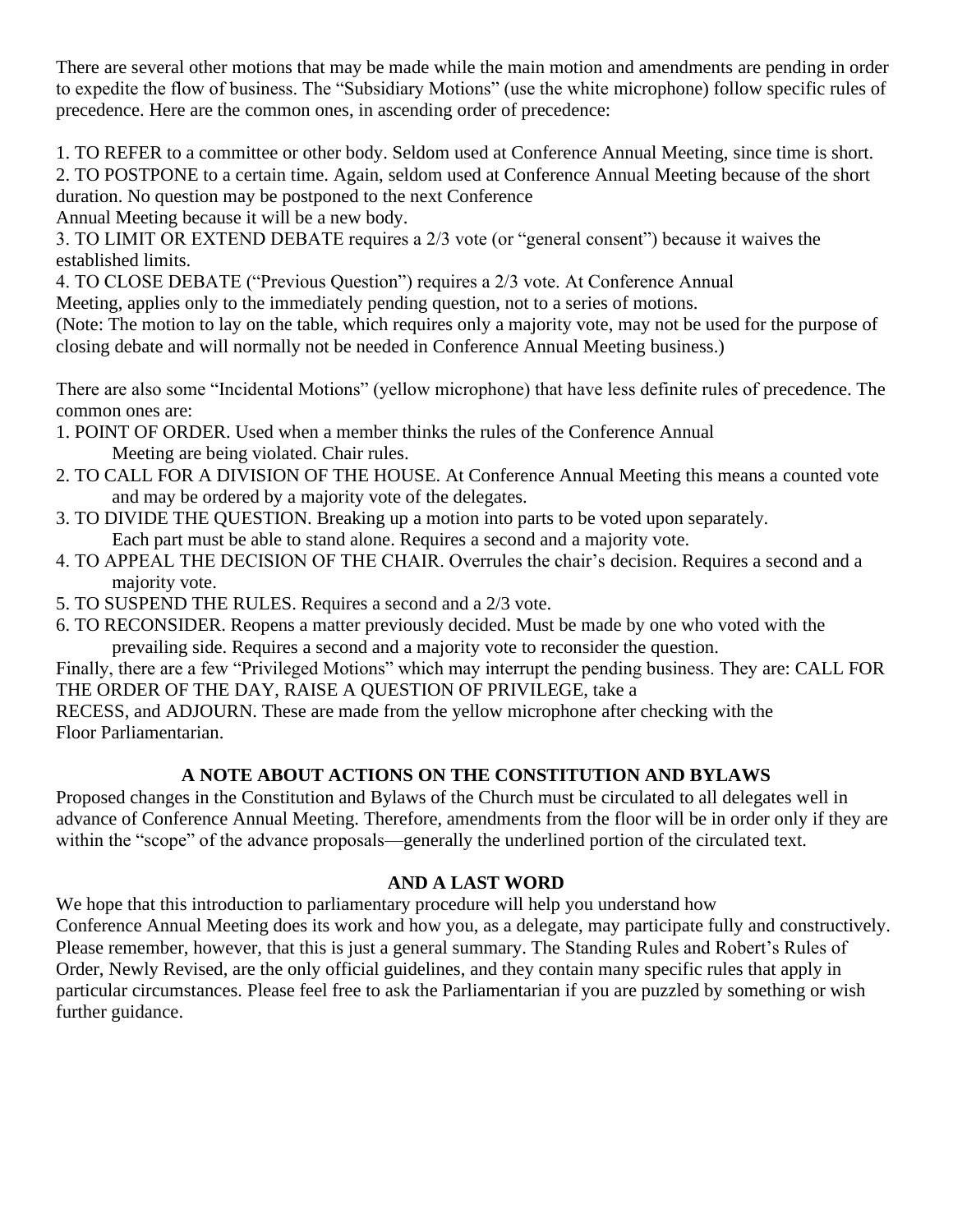There are several other motions that may be made while the main motion and amendments are pending in order to expedite the flow of business. The "Subsidiary Motions" (use the white microphone) follow specific rules of precedence. Here are the common ones, in ascending order of precedence:

1. TO REFER to a committee or other body. Seldom used at Conference Annual Meeting, since time is short.
2. TO POSTPONE to a certain time. Again, seldom used at Conference Annual Meeting because of the short duration. No question may be postponed to the next Conference Annual Meeting because it will be a new body.
3. TO LIMIT OR EXTEND DEBATE requires a 2/3 vote (or "general consent") because it waives the established limits.
4. TO CLOSE DEBATE ("Previous Question") requires a 2/3 vote. At Conference Annual Meeting, applies only to the immediately pending question, not to a series of motions.

(Note: The motion to lay on the table, which requires only a majority vote, may not be used for the purpose of closing debate and will normally not be needed in Conference Annual Meeting business.)

There are also some "Incidental Motions" (yellow microphone) that have less definite rules of precedence. The common ones are:

1. POINT OF ORDER. Used when a member thinks the rules of the Conference Annual Meeting are being violated. Chair rules.
2. TO CALL FOR A DIVISION OF THE HOUSE. At Conference Annual Meeting this means a counted vote and may be ordered by a majority vote of the delegates.
3. TO DIVIDE THE QUESTION. Breaking up a motion into parts to be voted upon separately. Each part must be able to stand alone. Requires a second and a majority vote.
4. TO APPEAL THE DECISION OF THE CHAIR. Overrules the chair's decision. Requires a second and a majority vote.
5. TO SUSPEND THE RULES. Requires a second and a 2/3 vote.
6. TO RECONSIDER. Reopens a matter previously decided. Must be made by one who voted with the prevailing side. Requires a second and a majority vote to reconsider the question.

Finally, there are a few "Privileged Motions" which may interrupt the pending business. They are: CALL FOR THE ORDER OF THE DAY, RAISE A QUESTION OF PRIVILEGE, take a RECESS, and ADJOURN. These are made from the yellow microphone after checking with the Floor Parliamentarian.

## A NOTE ABOUT ACTIONS ON THE CONSTITUTION AND BYLAWS

Proposed changes in the Constitution and Bylaws of the Church must be circulated to all delegates well in advance of Conference Annual Meeting. Therefore, amendments from the floor will be in order only if they are within the "scope" of the advance proposals—generally the underlined portion of the circulated text.

## AND A LAST WORD

We hope that this introduction to parliamentary procedure will help you understand how Conference Annual Meeting does its work and how you, as a delegate, may participate fully and constructively. Please remember, however, that this is just a general summary. The Standing Rules and Robert's Rules of Order, Newly Revised, are the only official guidelines, and they contain many specific rules that apply in particular circumstances. Please feel free to ask the Parliamentarian if you are puzzled by something or wish further guidance.